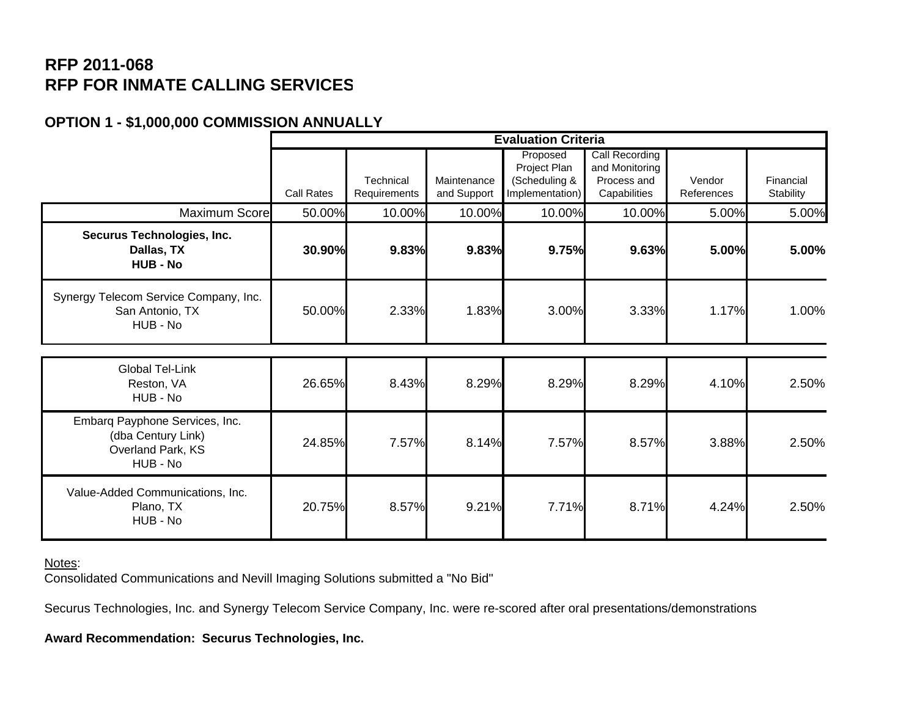# RFP 2011-068
# RFP FOR INMATE CALLING SERVICES

## OPTION 1 - $1,000,000 COMMISSION ANNUALLY

| | Evaluation Criteria | | | | | | |
|---|---|---|---|---|---|---|---|
| | Call Rates | Technical Requirements | Maintenance and Support | Proposed Project Plan (Scheduling & Implementation) | Call Recording and Monitoring Process and Capabilities | Vendor References | Financial Stability |
| Maximum Score | 50.00% | 10.00% | 10.00% | 10.00% | 10.00% | 5.00% | 5.00% |
| **Securus Technologies, Inc. Dallas, TX HUB - No** | **30.90%** | **9.83%** | **9.83%** | **9.75%** | **9.63%** | **5.00%** | **5.00%** |
| Synergy Telecom Service Company, Inc. San Antonio, TX HUB - No | 50.00% | 2.33% | 1.83% | 3.00% | 3.33% | 1.17% | 1.00% |
| Global Tel-Link Reston, VA HUB - No | 26.65% | 8.43% | 8.29% | 8.29% | 8.29% | 4.10% | 2.50% |
| Embarq Payphone Services, Inc. (dba Century Link) Overland Park, KS HUB - No | 24.85% | 7.57% | 8.14% | 7.57% | 8.57% | 3.88% | 2.50% |
| Value-Added Communications, Inc. Plano, TX HUB - No | 20.75% | 8.57% | 9.21% | 7.71% | 8.71% | 4.24% | 2.50% |

Notes:

Consolidated Communications and Nevill Imaging Solutions submitted a "No Bid"

Securus Technologies, Inc. and Synergy Telecom Service Company, Inc. were re-scored after oral presentations/demonstrations

**Award Recommendation: Securus Technologies, Inc.**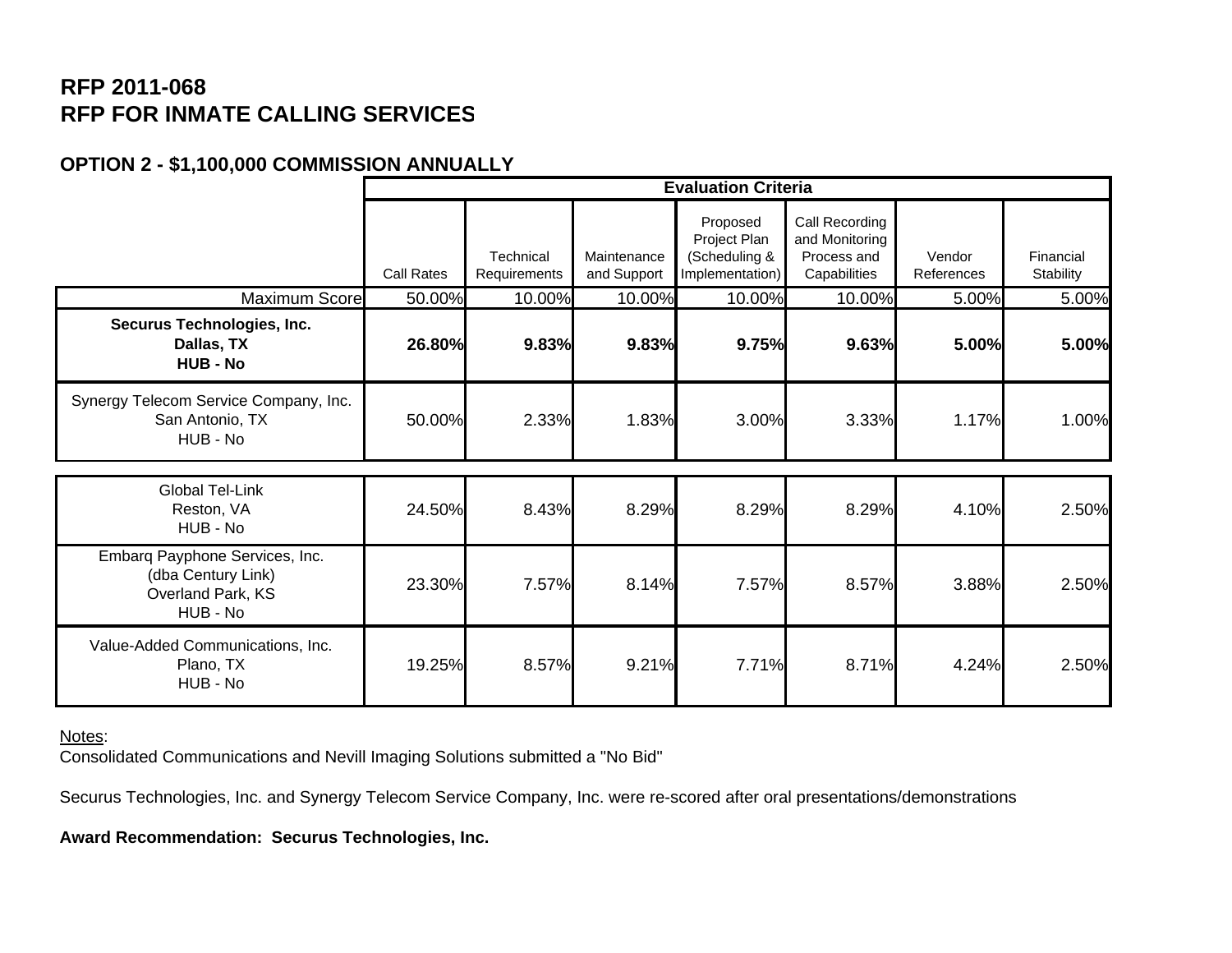# RFP 2011-068
# RFP FOR INMATE CALLING SERVICES

## OPTION 2 - $1,100,000 COMMISSION ANNUALLY

| | Evaluation Criteria | | | | | | |
|---|---|---|---|---|---|---|---|
| | Call Rates | Technical Requirements | Maintenance and Support | Proposed Project Plan (Scheduling & Implementation) | Call Recording and Monitoring Process and Capabilities | Vendor References | Financial Stability |
| Maximum Score | 50.00% | 10.00% | 10.00% | 10.00% | 10.00% | 5.00% | 5.00% |
| **Securus Technologies, Inc. Dallas, TX HUB - No** | **26.80%** | **9.83%** | **9.83%** | **9.75%** | **9.63%** | **5.00%** | **5.00%** |
| Synergy Telecom Service Company, Inc. San Antonio, TX HUB - No | 50.00% | 2.33% | 1.83% | 3.00% | 3.33% | 1.17% | 1.00% |
| Global Tel-Link Reston, VA HUB - No | 24.50% | 8.43% | 8.29% | 8.29% | 8.29% | 4.10% | 2.50% |
| Embarq Payphone Services, Inc. (dba Century Link) Overland Park, KS HUB - No | 23.30% | 7.57% | 8.14% | 7.57% | 8.57% | 3.88% | 2.50% |
| Value-Added Communications, Inc. Plano, TX HUB - No | 19.25% | 8.57% | 9.21% | 7.71% | 8.71% | 4.24% | 2.50% |

Notes:

Consolidated Communications and Nevill Imaging Solutions submitted a "No Bid"

Securus Technologies, Inc. and Synergy Telecom Service Company, Inc. were re-scored after oral presentations/demonstrations

**Award Recommendation: Securus Technologies, Inc.**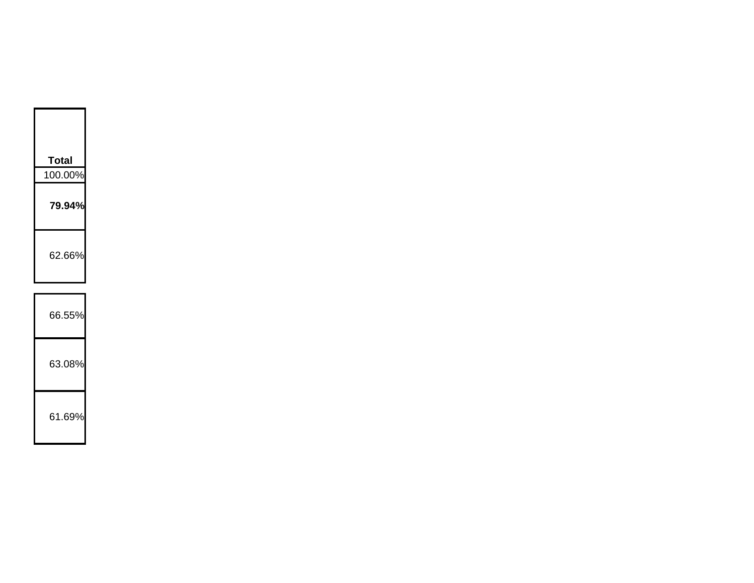| Total |
| --- |
| 100.00% |
| **79.94%** |
| 62.66% |
| 66.55% |
| 63.08% |
| 61.69% |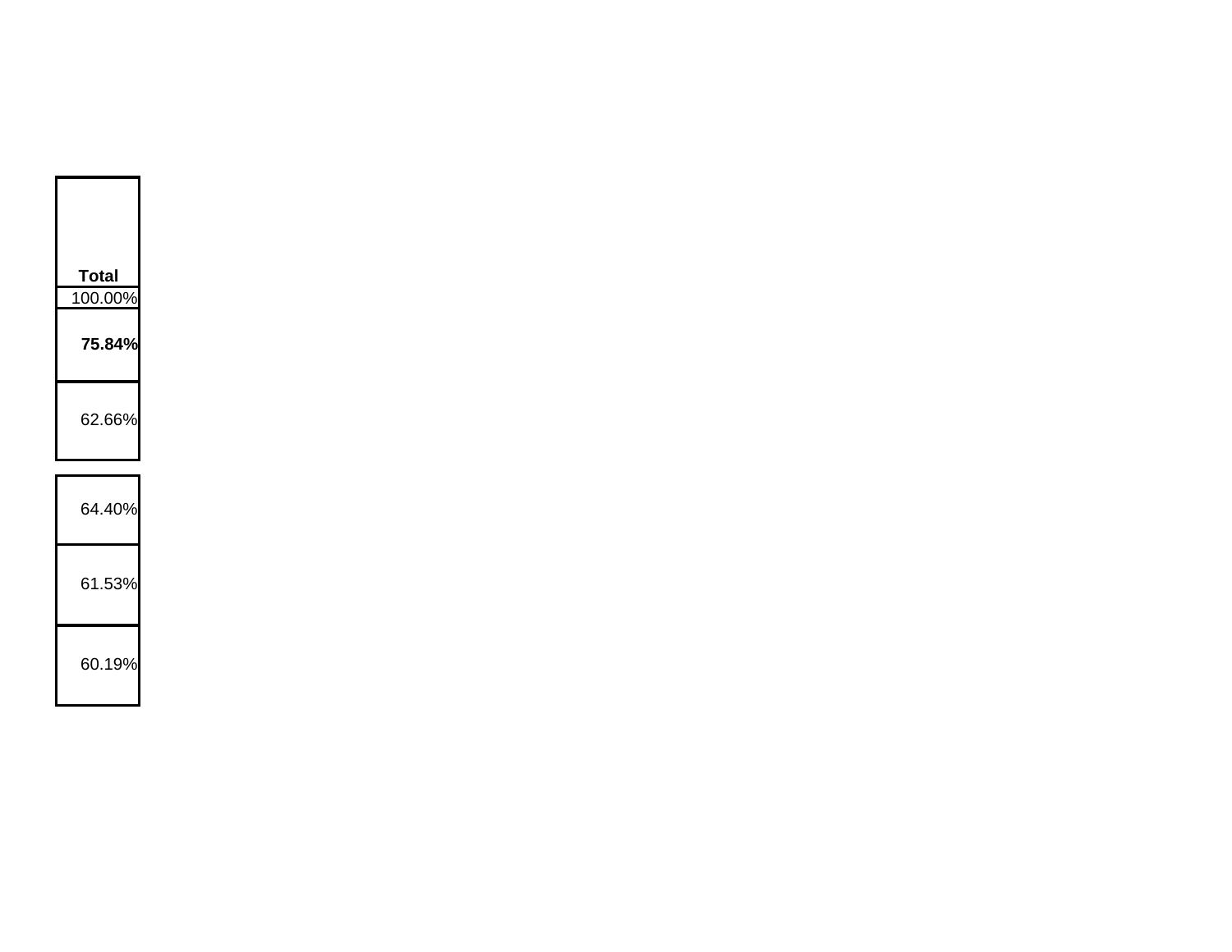| Total |
| --- |
| 100.00% |
| **75.84%** |
| 62.66% |
| 64.40% |
| 61.53% |
| 60.19% |